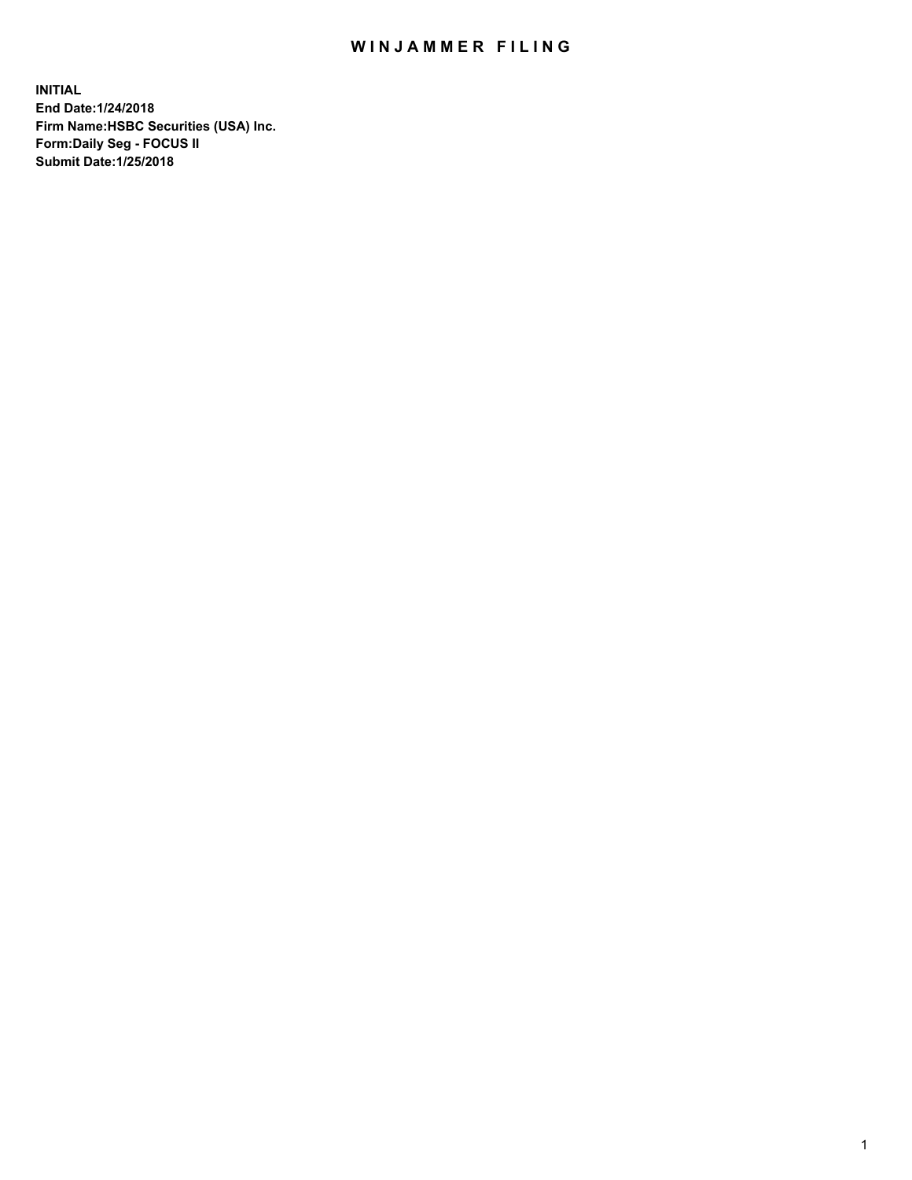# WINJAMMER FILING

**INITIAL**
**End Date:1/24/2018**
**Firm Name:HSBC Securities (USA) Inc.**
**Form:Daily Seg - FOCUS II**
**Submit Date:1/25/2018**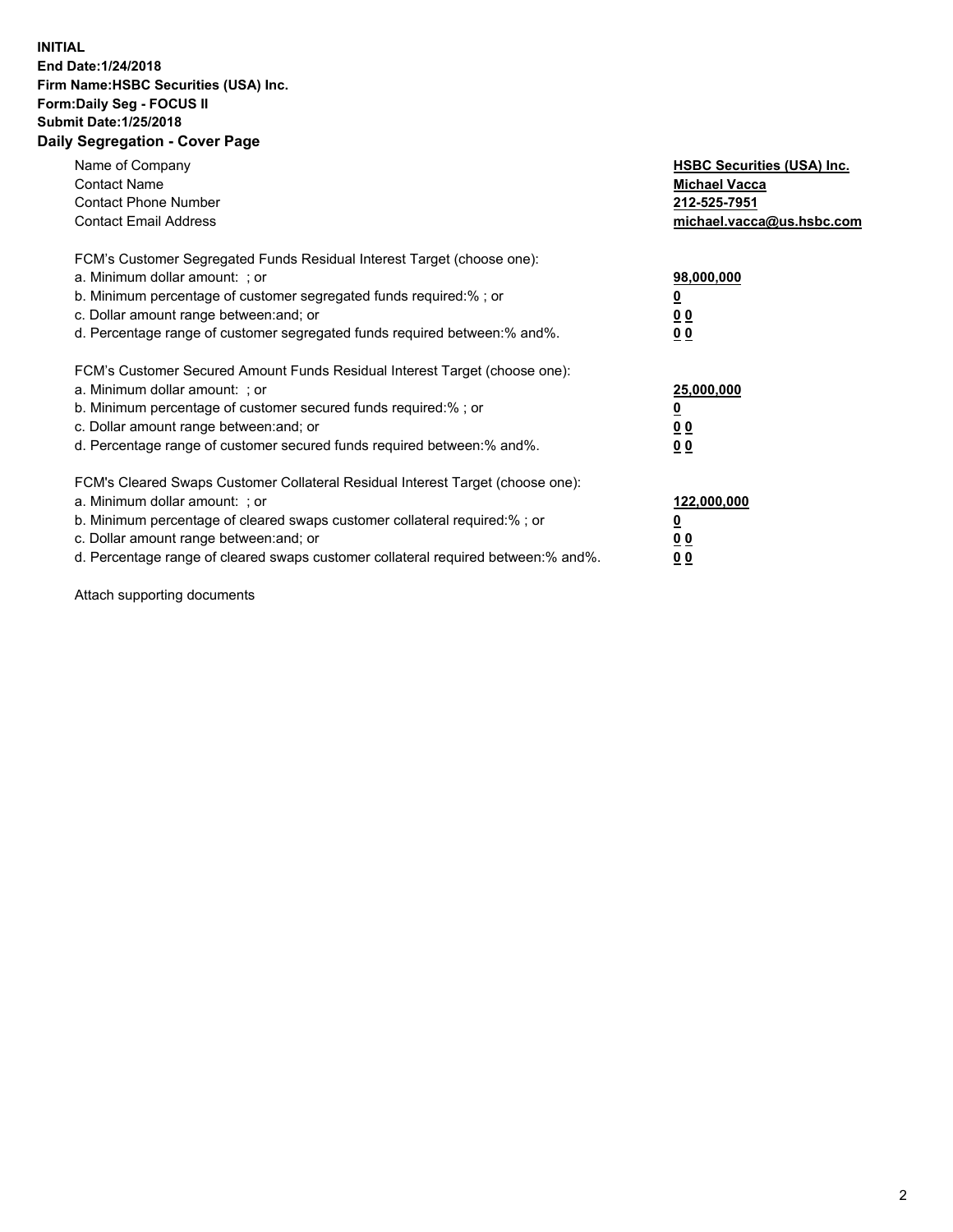**INITIAL**
**End Date:1/24/2018**
**Firm Name:HSBC Securities (USA) Inc.**
**Form:Daily Seg - FOCUS II**
**Submit Date:1/25/2018**

## Daily Segregation - Cover Page

| | |
|---|---|
| Name of Company | **HSBC Securities (USA) Inc.** |
| Contact Name | **Michael Vacca** |
| Contact Phone Number | **212-525-7951** |
| Contact Email Address | **michael.vacca@us.hsbc.com** |

FCM's Customer Segregated Funds Residual Interest Target (choose one):

| | |
|---|---|
| a. Minimum dollar amount: ; or | **98,000,000** |
| b. Minimum percentage of customer segregated funds required:% ; or | **0** |
| c. Dollar amount range between:and; or | **0 0** |
| d. Percentage range of customer segregated funds required between:% and%. | **0 0** |

FCM's Customer Secured Amount Funds Residual Interest Target (choose one):

| | |
|---|---|
| a. Minimum dollar amount: ; or | **25,000,000** |
| b. Minimum percentage of customer secured funds required:% ; or | **0** |
| c. Dollar amount range between:and; or | **0 0** |
| d. Percentage range of customer secured funds required between:% and%. | **0 0** |

FCM's Cleared Swaps Customer Collateral Residual Interest Target (choose one):

| | |
|---|---|
| a. Minimum dollar amount: ; or | **122,000,000** |
| b. Minimum percentage of cleared swaps customer collateral required:% ; or | **0** |
| c. Dollar amount range between:and; or | **0 0** |
| d. Percentage range of cleared swaps customer collateral required between:% and%. | **0 0** |

Attach supporting documents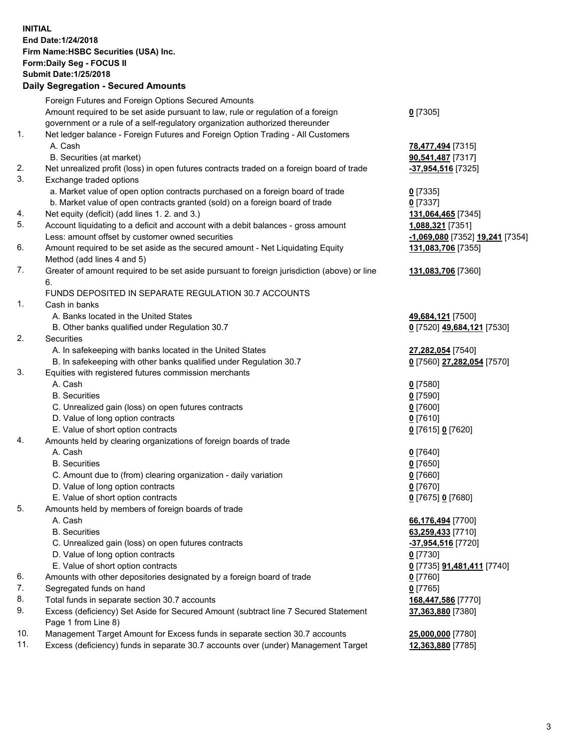**INITIAL**
**End Date:1/24/2018**
**Firm Name:HSBC Securities (USA) Inc.**
**Form:Daily Seg - FOCUS II**
**Submit Date:1/25/2018**
**Daily Segregation - Secured Amounts**

| | | |
|---|---|---|
| | Foreign Futures and Foreign Options Secured Amounts | |
| | Amount required to be set aside pursuant to law, rule or regulation of a foreign government or a rule of a self-regulatory organization authorized thereunder | **0** [7305] |
| 1. | Net ledger balance - Foreign Futures and Foreign Option Trading - All Customers | |
| | A. Cash | **78,477,494** [7315] |
| | B. Securities (at market) | **90,541,487** [7317] |
| 2. | Net unrealized profit (loss) in open futures contracts traded on a foreign board of trade | **-37,954,516** [7325] |
| 3. | Exchange traded options | |
| | a. Market value of open option contracts purchased on a foreign board of trade | **0** [7335] |
| | b. Market value of open contracts granted (sold) on a foreign board of trade | **0** [7337] |
| 4. | Net equity (deficit) (add lines 1. 2. and 3.) | **131,064,465** [7345] |
| 5. | Account liquidating to a deficit and account with a debit balances - gross amount | **1,088,321** [7351] |
| | Less: amount offset by customer owned securities | **-1,069,080** [7352] **19,241** [7354] |
| 6. | Amount required to be set aside as the secured amount - Net Liquidating Equity Method (add lines 4 and 5) | **131,083,706** [7355] |
| 7. | Greater of amount required to be set aside pursuant to foreign jurisdiction (above) or line 6. | **131,083,706** [7360] |
| | FUNDS DEPOSITED IN SEPARATE REGULATION 30.7 ACCOUNTS | |
| 1. | Cash in banks | |
| | A. Banks located in the United States | **49,684,121** [7500] |
| | B. Other banks qualified under Regulation 30.7 | **0** [7520] **49,684,121** [7530] |
| 2. | Securities | |
| | A. In safekeeping with banks located in the United States | **27,282,054** [7540] |
| | B. In safekeeping with other banks qualified under Regulation 30.7 | **0** [7560] **27,282,054** [7570] |
| 3. | Equities with registered futures commission merchants | |
| | A. Cash | **0** [7580] |
| | B. Securities | **0** [7590] |
| | C. Unrealized gain (loss) on open futures contracts | **0** [7600] |
| | D. Value of long option contracts | **0** [7610] |
| | E. Value of short option contracts | **0** [7615] **0** [7620] |
| 4. | Amounts held by clearing organizations of foreign boards of trade | |
| | A. Cash | **0** [7640] |
| | B. Securities | **0** [7650] |
| | C. Amount due to (from) clearing organization - daily variation | **0** [7660] |
| | D. Value of long option contracts | **0** [7670] |
| | E. Value of short option contracts | **0** [7675] **0** [7680] |
| 5. | Amounts held by members of foreign boards of trade | |
| | A. Cash | **66,176,494** [7700] |
| | B. Securities | **63,259,433** [7710] |
| | C. Unrealized gain (loss) on open futures contracts | **-37,954,516** [7720] |
| | D. Value of long option contracts | **0** [7730] |
| | E. Value of short option contracts | **0** [7735] **91,481,411** [7740] |
| 6. | Amounts with other depositories designated by a foreign board of trade | **0** [7760] |
| 7. | Segregated funds on hand | **0** [7765] |
| 8. | Total funds in separate section 30.7 accounts | **168,447,586** [7770] |
| 9. | Excess (deficiency) Set Aside for Secured Amount (subtract line 7 Secured Statement Page 1 from Line 8) | **37,363,880** [7380] |
| 10. | Management Target Amount for Excess funds in separate section 30.7 accounts | **25,000,000** [7780] |
| 11. | Excess (deficiency) funds in separate 30.7 accounts over (under) Management Target | **12,363,880** [7785] |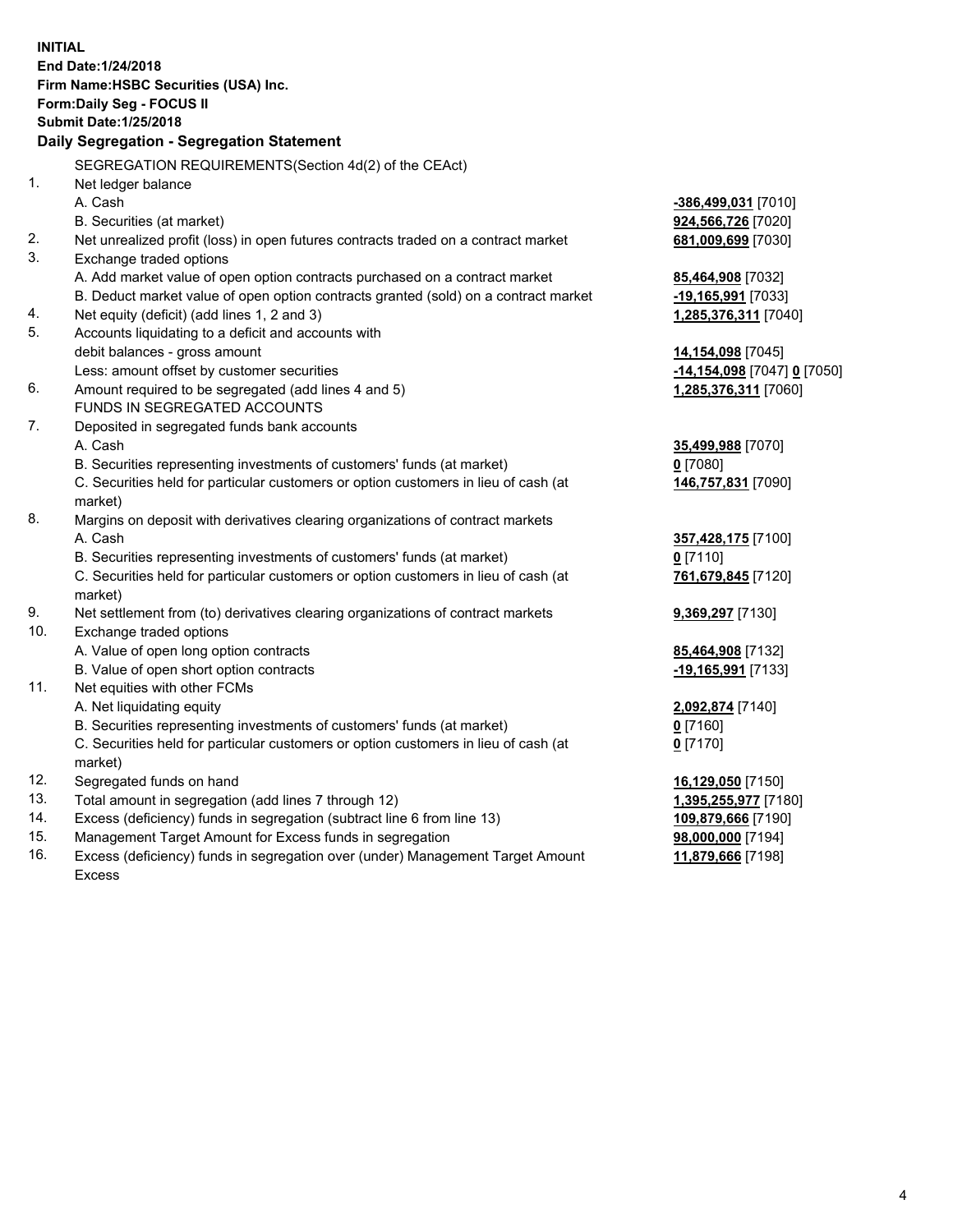**INITIAL**
**End Date:1/24/2018**
**Firm Name:HSBC Securities (USA) Inc.**
**Form:Daily Seg - FOCUS II**
**Submit Date:1/25/2018**

## Daily Segregation - Segregation Statement

SEGREGATION REQUIREMENTS(Section 4d(2) of the CEAct)

| | | |
|---|---|---|
| 1. | Net ledger balance | |
| | A. Cash | **-386,499,031** [7010] |
| | B. Securities (at market) | **924,566,726** [7020] |
| 2. | Net unrealized profit (loss) in open futures contracts traded on a contract market | **681,009,699** [7030] |
| 3. | Exchange traded options | |
| | A. Add market value of open option contracts purchased on a contract market | **85,464,908** [7032] |
| | B. Deduct market value of open option contracts granted (sold) on a contract market | **-19,165,991** [7033] |
| 4. | Net equity (deficit) (add lines 1, 2 and 3) | **1,285,376,311** [7040] |
| 5. | Accounts liquidating to a deficit and accounts with | |
| | debit balances - gross amount | **14,154,098** [7045] |
| | Less: amount offset by customer securities | **-14,154,098** [7047] **0** [7050] |
| 6. | Amount required to be segregated (add lines 4 and 5) | **1,285,376,311** [7060] |
| | FUNDS IN SEGREGATED ACCOUNTS | |
| 7. | Deposited in segregated funds bank accounts | |
| | A. Cash | **35,499,988** [7070] |
| | B. Securities representing investments of customers' funds (at market) | **0** [7080] |
| | C. Securities held for particular customers or option customers in lieu of cash (at market) | **146,757,831** [7090] |
| 8. | Margins on deposit with derivatives clearing organizations of contract markets | |
| | A. Cash | **357,428,175** [7100] |
| | B. Securities representing investments of customers' funds (at market) | **0** [7110] |
| | C. Securities held for particular customers or option customers in lieu of cash (at market) | **761,679,845** [7120] |
| 9. | Net settlement from (to) derivatives clearing organizations of contract markets | **9,369,297** [7130] |
| 10. | Exchange traded options | |
| | A. Value of open long option contracts | **85,464,908** [7132] |
| | B. Value of open short option contracts | **-19,165,991** [7133] |
| 11. | Net equities with other FCMs | |
| | A. Net liquidating equity | **2,092,874** [7140] |
| | B. Securities representing investments of customers' funds (at market) | **0** [7160] |
| | C. Securities held for particular customers or option customers in lieu of cash (at market) | **0** [7170] |
| 12. | Segregated funds on hand | **16,129,050** [7150] |
| 13. | Total amount in segregation (add lines 7 through 12) | **1,395,255,977** [7180] |
| 14. | Excess (deficiency) funds in segregation (subtract line 6 from line 13) | **109,879,666** [7190] |
| 15. | Management Target Amount for Excess funds in segregation | **98,000,000** [7194] |
| 16. | Excess (deficiency) funds in segregation over (under) Management Target Amount Excess | **11,879,666** [7198] |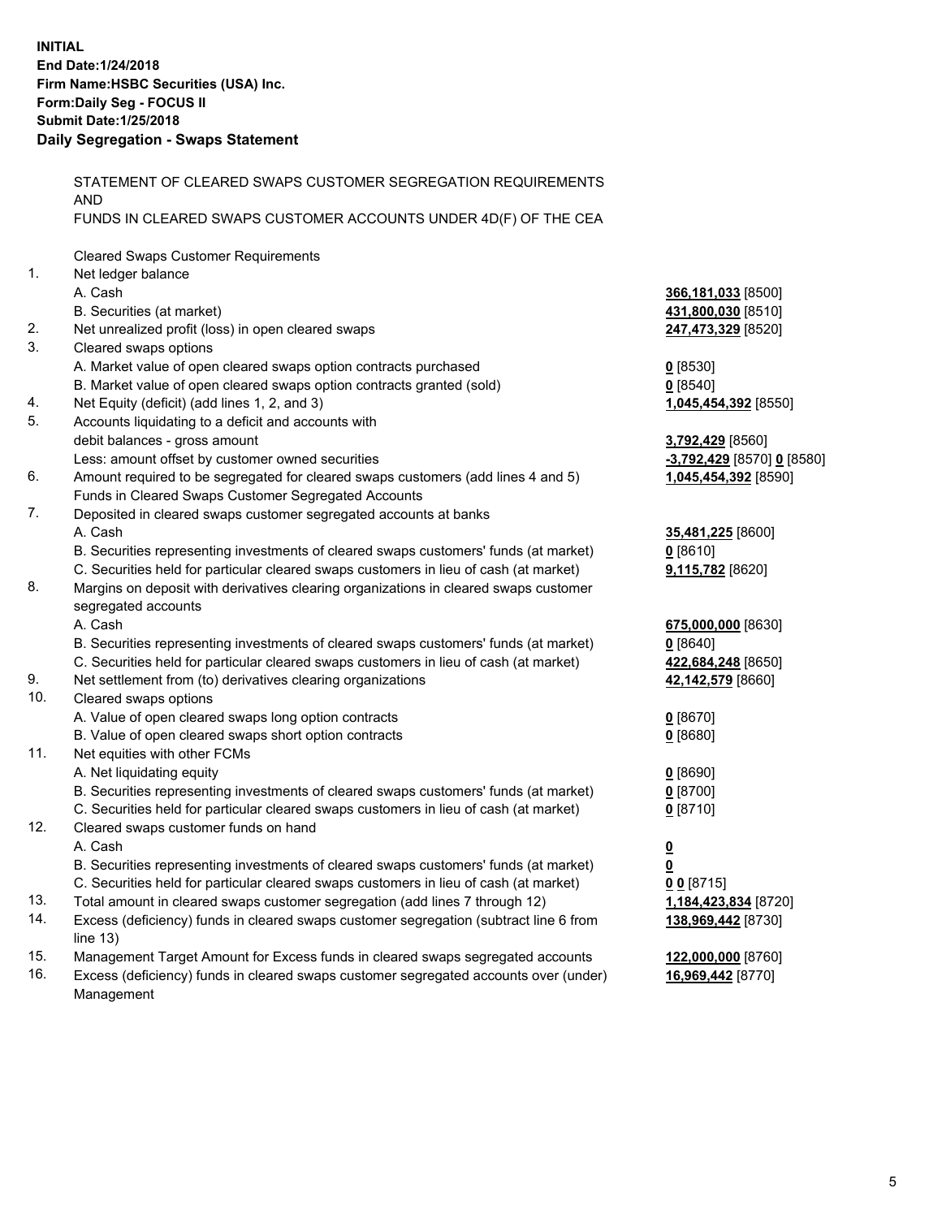**INITIAL**
**End Date:1/24/2018**
**Firm Name:HSBC Securities (USA) Inc.**
**Form:Daily Seg - FOCUS II**
**Submit Date:1/25/2018**
**Daily Segregation - Swaps Statement**

STATEMENT OF CLEARED SWAPS CUSTOMER SEGREGATION REQUIREMENTS AND FUNDS IN CLEARED SWAPS CUSTOMER ACCOUNTS UNDER 4D(F) OF THE CEA

| | | |
|---|---|---|
| | Cleared Swaps Customer Requirements | |
| 1. | Net ledger balance | |
| | A. Cash | **366,181,033** [8500] |
| | B. Securities (at market) | **431,800,030** [8510] |
| 2. | Net unrealized profit (loss) in open cleared swaps | **247,473,329** [8520] |
| 3. | Cleared swaps options | |
| | A. Market value of open cleared swaps option contracts purchased | **0** [8530] |
| | B. Market value of open cleared swaps option contracts granted (sold) | **0** [8540] |
| 4. | Net Equity (deficit) (add lines 1, 2, and 3) | **1,045,454,392** [8550] |
| 5. | Accounts liquidating to a deficit and accounts with debit balances - gross amount | **3,792,429** [8560] |
| | Less: amount offset by customer owned securities | **-3,792,429** [8570] **0** [8580] |
| 6. | Amount required to be segregated for cleared swaps customers (add lines 4 and 5) | **1,045,454,392** [8590] |
| | Funds in Cleared Swaps Customer Segregated Accounts | |
| 7. | Deposited in cleared swaps customer segregated accounts at banks | |
| | A. Cash | **35,481,225** [8600] |
| | B. Securities representing investments of cleared swaps customers' funds (at market) | **0** [8610] |
| | C. Securities held for particular cleared swaps customers in lieu of cash (at market) | **9,115,782** [8620] |
| 8. | Margins on deposit with derivatives clearing organizations in cleared swaps customer segregated accounts | |
| | A. Cash | **675,000,000** [8630] |
| | B. Securities representing investments of cleared swaps customers' funds (at market) | **0** [8640] |
| | C. Securities held for particular cleared swaps customers in lieu of cash (at market) | **422,684,248** [8650] |
| 9. | Net settlement from (to) derivatives clearing organizations | **42,142,579** [8660] |
| 10. | Cleared swaps options | |
| | A. Value of open cleared swaps long option contracts | **0** [8670] |
| | B. Value of open cleared swaps short option contracts | **0** [8680] |
| 11. | Net equities with other FCMs | |
| | A. Net liquidating equity | **0** [8690] |
| | B. Securities representing investments of cleared swaps customers' funds (at market) | **0** [8700] |
| | C. Securities held for particular cleared swaps customers in lieu of cash (at market) | **0** [8710] |
| 12. | Cleared swaps customer funds on hand | |
| | A. Cash | **0** |
| | B. Securities representing investments of cleared swaps customers' funds (at market) | **0** |
| | C. Securities held for particular cleared swaps customers in lieu of cash (at market) | **0** **0** [8715] |
| 13. | Total amount in cleared swaps customer segregation (add lines 7 through 12) | **1,184,423,834** [8720] |
| 14. | Excess (deficiency) funds in cleared swaps customer segregation (subtract line 6 from line 13) | **138,969,442** [8730] |
| 15. | Management Target Amount for Excess funds in cleared swaps segregated accounts | **122,000,000** [8760] |
| 16. | Excess (deficiency) funds in cleared swaps customer segregated accounts over (under) Management | **16,969,442** [8770] |